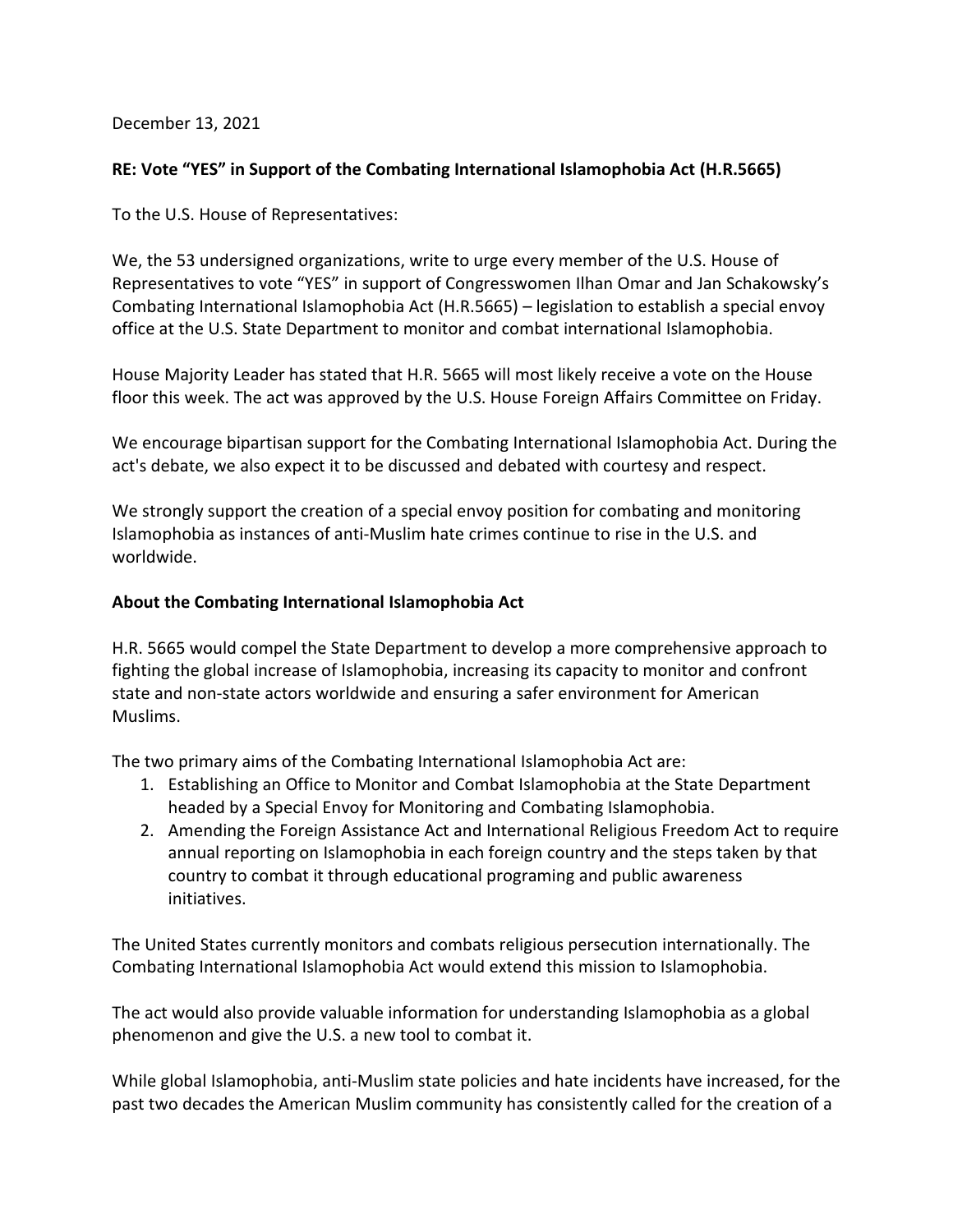December 13, 2021

**RE: Vote "YES" in Support of the Combating International Islamophobia Act (H.R.5665)**

To the U.S. House of Representatives:

We, the 53 undersigned organizations, write to urge every member of the U.S. House of Representatives to vote "YES" in support of Congresswomen Ilhan Omar and Jan Schakowsky's Combating International Islamophobia Act (H.R.5665) – legislation to establish a special envoy office at the U.S. State Department to monitor and combat international Islamophobia.

House Majority Leader has stated that H.R. 5665 will most likely receive a vote on the House floor this week. The act was approved by the U.S. House Foreign Affairs Committee on Friday.

We encourage bipartisan support for the Combating International Islamophobia Act. During the act's debate, we also expect it to be discussed and debated with courtesy and respect.

We strongly support the creation of a special envoy position for combating and monitoring Islamophobia as instances of anti-Muslim hate crimes continue to rise in the U.S. and worldwide.

**About the Combating International Islamophobia Act**

H.R. 5665 would compel the State Department to develop a more comprehensive approach to fighting the global increase of Islamophobia, increasing its capacity to monitor and confront state and non-state actors worldwide and ensuring a safer environment for American Muslims.

The two primary aims of the Combating International Islamophobia Act are:

1. Establishing an Office to Monitor and Combat Islamophobia at the State Department headed by a Special Envoy for Monitoring and Combating Islamophobia.
2. Amending the Foreign Assistance Act and International Religious Freedom Act to require annual reporting on Islamophobia in each foreign country and the steps taken by that country to combat it through educational programing and public awareness initiatives.

The United States currently monitors and combats religious persecution internationally. The Combating International Islamophobia Act would extend this mission to Islamophobia.

The act would also provide valuable information for understanding Islamophobia as a global phenomenon and give the U.S. a new tool to combat it.

While global Islamophobia, anti-Muslim state policies and hate incidents have increased, for the past two decades the American Muslim community has consistently called for the creation of a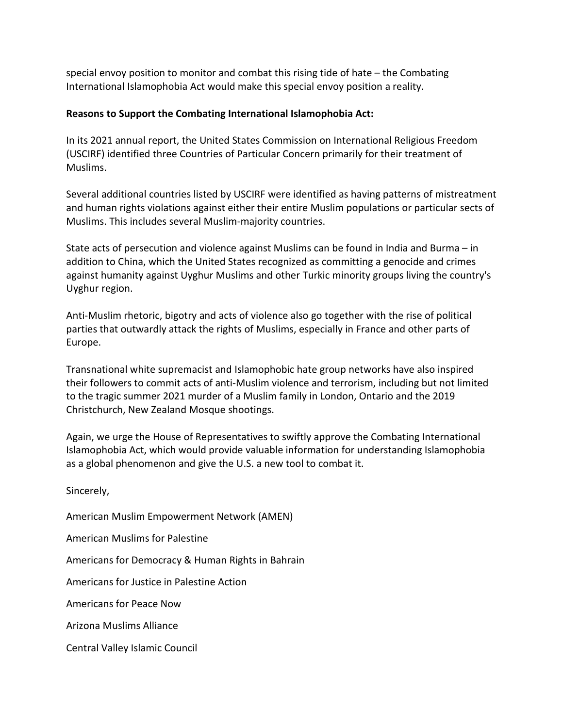special envoy position to monitor and combat this rising tide of hate – the Combating International Islamophobia Act would make this special envoy position a reality.

**Reasons to Support the Combating International Islamophobia Act:**

In its 2021 annual report, the United States Commission on International Religious Freedom (USCIRF) identified three Countries of Particular Concern primarily for their treatment of Muslims.

Several additional countries listed by USCIRF were identified as having patterns of mistreatment and human rights violations against either their entire Muslim populations or particular sects of Muslims. This includes several Muslim-majority countries.

State acts of persecution and violence against Muslims can be found in India and Burma – in addition to China, which the United States recognized as committing a genocide and crimes against humanity against Uyghur Muslims and other Turkic minority groups living the country's Uyghur region.

Anti-Muslim rhetoric, bigotry and acts of violence also go together with the rise of political parties that outwardly attack the rights of Muslims, especially in France and other parts of Europe.

Transnational white supremacist and Islamophobic hate group networks have also inspired their followers to commit acts of anti-Muslim violence and terrorism, including but not limited to the tragic summer 2021 murder of a Muslim family in London, Ontario and the 2019 Christchurch, New Zealand Mosque shootings.

Again, we urge the House of Representatives to swiftly approve the Combating International Islamophobia Act, which would provide valuable information for understanding Islamophobia as a global phenomenon and give the U.S. a new tool to combat it.

Sincerely,

American Muslim Empowerment Network (AMEN)

American Muslims for Palestine

Americans for Democracy & Human Rights in Bahrain

Americans for Justice in Palestine Action

Americans for Peace Now

Arizona Muslims Alliance

Central Valley Islamic Council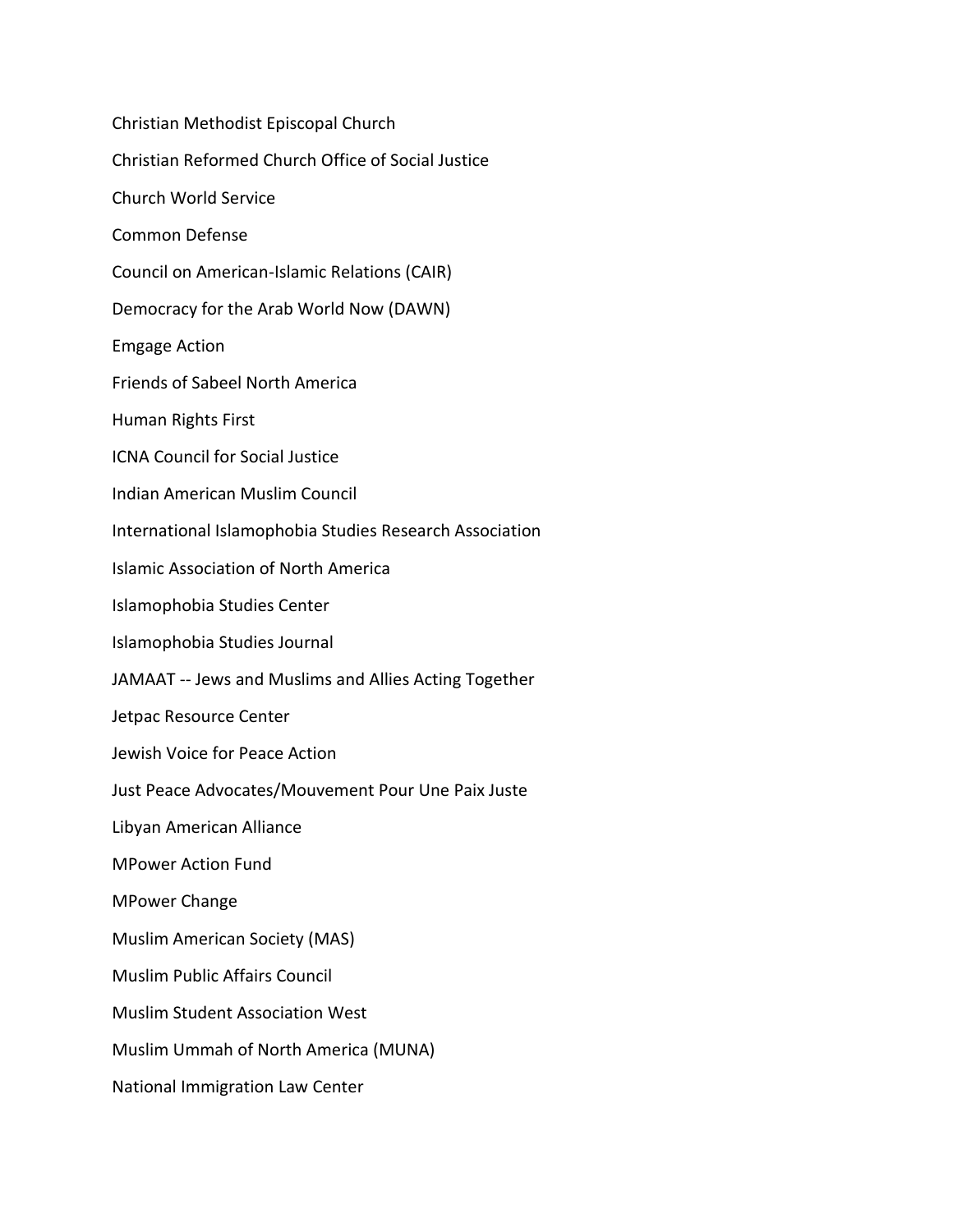Christian Methodist Episcopal Church

Christian Reformed Church Office of Social Justice

Church World Service

Common Defense

Council on American-Islamic Relations (CAIR)

Democracy for the Arab World Now (DAWN)

Emgage Action

Friends of Sabeel North America

Human Rights First

ICNA Council for Social Justice

Indian American Muslim Council

International Islamophobia Studies Research Association

Islamic Association of North America

Islamophobia Studies Center

Islamophobia Studies Journal

JAMAAT -- Jews and Muslims and Allies Acting Together

Jetpac Resource Center

Jewish Voice for Peace Action

Just Peace Advocates/Mouvement Pour Une Paix Juste

Libyan American Alliance

MPower Action Fund

MPower Change

Muslim American Society (MAS)

Muslim Public Affairs Council

Muslim Student Association West

Muslim Ummah of North America (MUNA)

National Immigration Law Center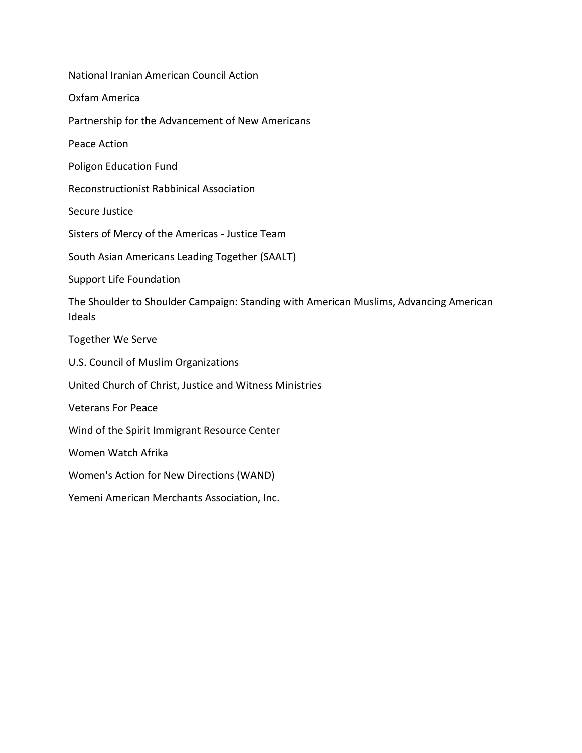National Iranian American Council Action

Oxfam America

Partnership for the Advancement of New Americans

Peace Action

Poligon Education Fund

Reconstructionist Rabbinical Association

Secure Justice

Sisters of Mercy of the Americas - Justice Team

South Asian Americans Leading Together (SAALT)

Support Life Foundation

The Shoulder to Shoulder Campaign: Standing with American Muslims, Advancing American Ideals

Together We Serve

U.S. Council of Muslim Organizations

United Church of Christ, Justice and Witness Ministries

Veterans For Peace

Wind of the Spirit Immigrant Resource Center

Women Watch Afrika

Women's Action for New Directions (WAND)

Yemeni American Merchants Association, Inc.